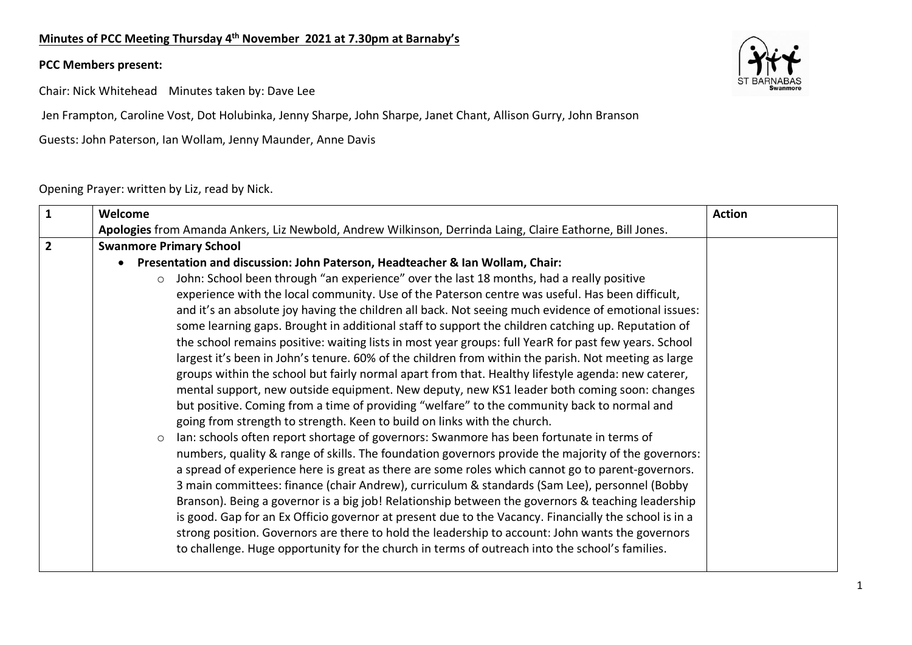## Minutes of PCC Meeting Thursday 4th November 2021 at 7.30pm at Barnaby's

**PCC Members present:**

Chair: Nick Whitehead  Minutes taken by: Dave Lee

Jen Frampton, Caroline Vost, Dot Holubinka, Jenny Sharpe, John Sharpe, Janet Chant, Allison Gurry, John Branson

Guests: John Paterson, Ian Wollam, Jenny Maunder, Anne Davis

Opening Prayer: written by Liz, read by Nick.

| 1 | **Welcome**<br>**Apologies** from Amanda Ankers, Liz Newbold, Andrew Wilkinson, Derrinda Laing, Claire Eathorne, Bill Jones. | **Action** |
|---|---|---|
| 2 | **Swanmore Primary School**<br>• **Presentation and discussion: John Paterson, Headteacher & Ian Wollam, Chair:**<br>  ○ John: School been through "an experience" over the last 18 months, had a really positive experience with the local community. Use of the Paterson centre was useful. Has been difficult, and it's an absolute joy having the children all back. Not seeing much evidence of emotional issues: some learning gaps. Brought in additional staff to support the children catching up. Reputation of the school remains positive: waiting lists in most year groups: full YearR for past few years. School largest it's been in John's tenure. 60% of the children from within the parish. Not meeting as large groups within the school but fairly normal apart from that. Healthy lifestyle agenda: new caterer, mental support, new outside equipment. New deputy, new KS1 leader both coming soon: changes but positive. Coming from a time of providing "welfare" to the community back to normal and going from strength to strength. Keen to build on links with the church.<br>  ○ Ian: schools often report shortage of governors: Swanmore has been fortunate in terms of numbers, quality & range of skills. The foundation governors provide the majority of the governors: a spread of experience here is great as there are some roles which cannot go to parent-governors. 3 main committees: finance (chair Andrew), curriculum & standards (Sam Lee), personnel (Bobby Branson). Being a governor is a big job! Relationship between the governors & teaching leadership is good. Gap for an Ex Officio governor at present due to the Vacancy. Financially the school is in a strong position. Governors are there to hold the leadership to account: John wants the governors to challenge. Huge opportunity for the church in terms of outreach into the school's families. | |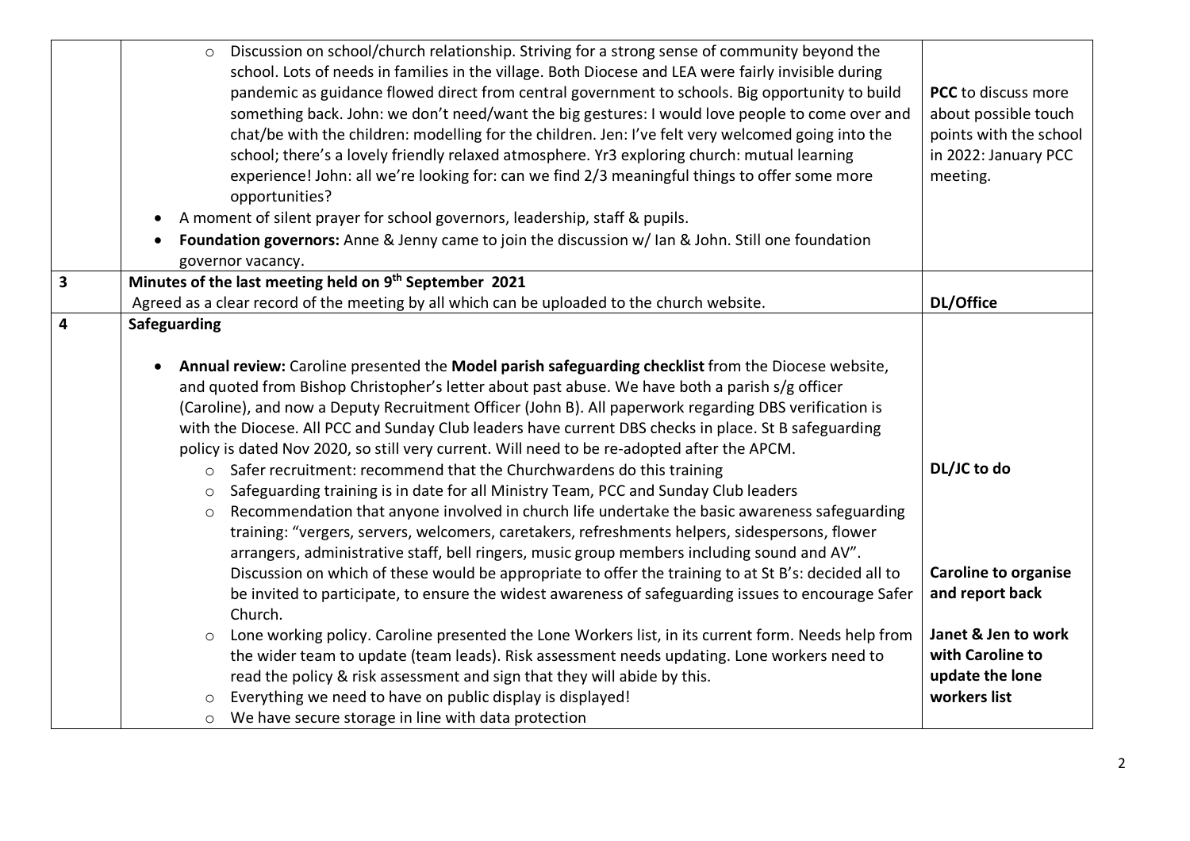| | | |
|---|---|---|
| | ○ Discussion on school/church relationship. Striving for a strong sense of community beyond the school. Lots of needs in families in the village. Both Diocese and LEA were fairly invisible during pandemic as guidance flowed direct from central government to schools. Big opportunity to build something back. John: we don't need/want the big gestures: I would love people to come over and chat/be with the children: modelling for the children. Jen: I've felt very welcomed going into the school; there's a lovely friendly relaxed atmosphere. Yr3 exploring church: mutual learning experience! John: all we're looking for: can we find 2/3 meaningful things to offer some more opportunities?<br>• A moment of silent prayer for school governors, leadership, staff & pupils.<br>• **Foundation governors:** Anne & Jenny came to join the discussion w/ Ian & John. Still one foundation governor vacancy. | **PCC** to discuss more about possible touch points with the school in 2022: January PCC meeting. |
| **3** | **Minutes of the last meeting held on 9th September 2021**<br>Agreed as a clear record of the meeting by all which can be uploaded to the church website. | **DL/Office** |
| **4** | **Safeguarding**<br><br>• **Annual review:** Caroline presented the **Model parish safeguarding checklist** from the Diocese website, and quoted from Bishop Christopher's letter about past abuse. We have both a parish s/g officer (Caroline), and now a Deputy Recruitment Officer (John B). All paperwork regarding DBS verification is with the Diocese. All PCC and Sunday Club leaders have current DBS checks in place. St B safeguarding policy is dated Nov 2020, so still very current. Will need to be re-adopted after the APCM.<br>○ Safer recruitment: recommend that the Churchwardens do this training<br>○ Safeguarding training is in date for all Ministry Team, PCC and Sunday Club leaders<br>○ Recommendation that anyone involved in church life undertake the basic awareness safeguarding training: "vergers, servers, welcomers, caretakers, refreshments helpers, sidespersons, flower arrangers, administrative staff, bell ringers, music group members including sound and AV". Discussion on which of these would be appropriate to offer the training to at St B's: decided all to be invited to participate, to ensure the widest awareness of safeguarding issues to encourage Safer Church.<br>○ Lone working policy. Caroline presented the Lone Workers list, in its current form. Needs help from the wider team to update (team leads). Risk assessment needs updating. Lone workers need to read the policy & risk assessment and sign that they will abide by this.<br>○ Everything we need to have on public display is displayed!<br>○ We have secure storage in line with data protection | **DL/JC to do**<br><br>**Caroline to organise and report back**<br><br>**Janet & Jen to work with Caroline to update the lone workers list** |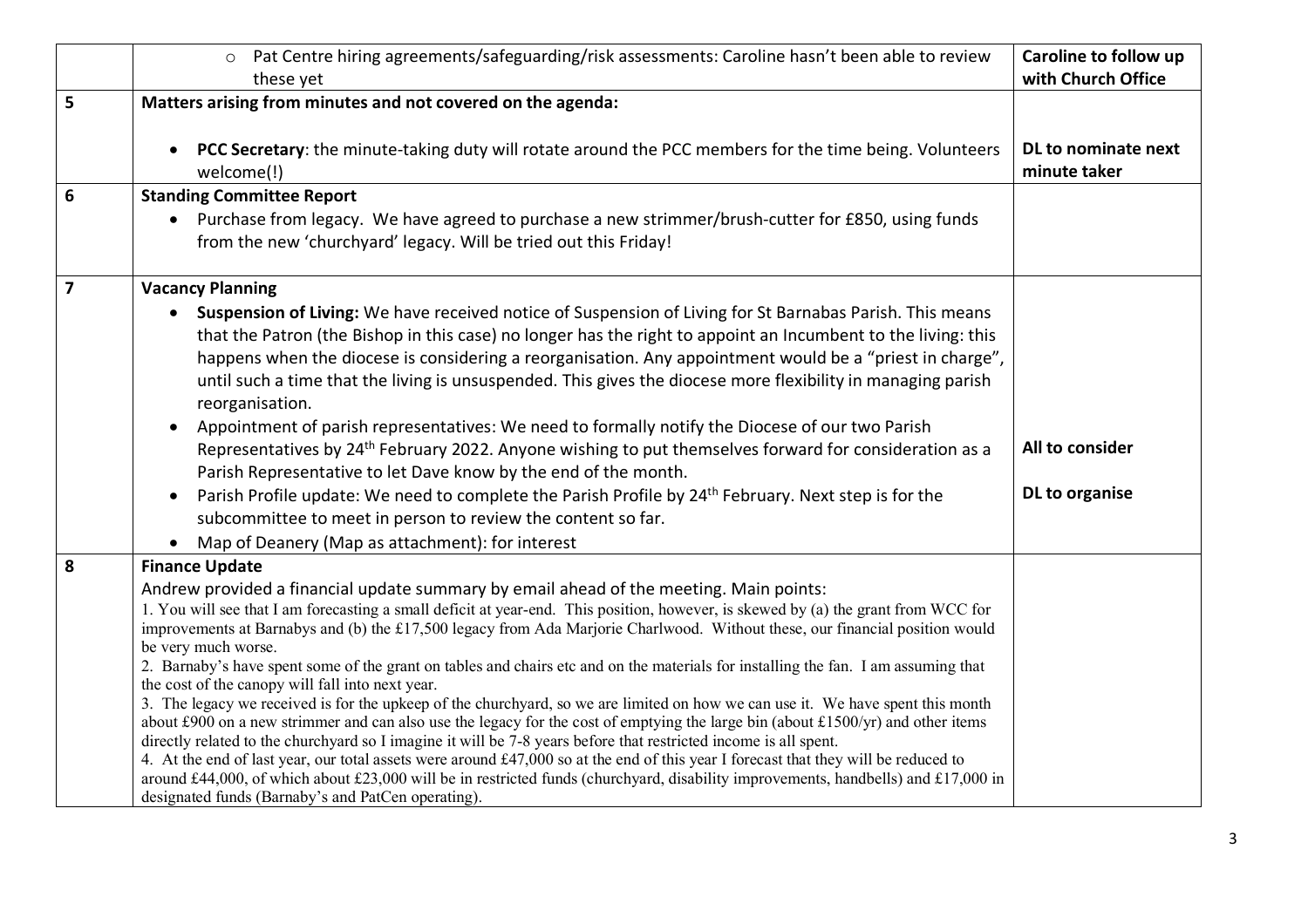| | | |
|---|---|---|
| | ○ Pat Centre hiring agreements/safeguarding/risk assessments: Caroline hasn't been able to review these yet | **Caroline to follow up with Church Office** |
| **5** | **Matters arising from minutes and not covered on the agenda:**<br><br>• **PCC Secretary**: the minute-taking duty will rotate around the PCC members for the time being. Volunteers welcome(!) | <br><br>**DL to nominate next minute taker** |
| **6** | **Standing Committee Report**<br>• Purchase from legacy. We have agreed to purchase a new strimmer/brush-cutter for £850, using funds from the new 'churchyard' legacy. Will be tried out this Friday! | |
| **7** | **Vacancy Planning**<br>• **Suspension of Living:** We have received notice of Suspension of Living for St Barnabas Parish. This means that the Patron (the Bishop in this case) no longer has the right to appoint an Incumbent to the living: this happens when the diocese is considering a reorganisation. Any appointment would be a "priest in charge", until such a time that the living is unsuspended. This gives the diocese more flexibility in managing parish reorganisation.<br>• Appointment of parish representatives: We need to formally notify the Diocese of our two Parish Representatives by 24th February 2022. Anyone wishing to put themselves forward for consideration as a Parish Representative to let Dave know by the end of the month.<br>• Parish Profile update: We need to complete the Parish Profile by 24th February. Next step is for the subcommittee to meet in person to review the content so far.<br>• Map of Deanery (Map as attachment): for interest | <br><br><br><br><br><br>**All to consider**<br><br>**DL to organise** |
| **8** | **Finance Update**<br>Andrew provided a financial update summary by email ahead of the meeting. Main points:<br>1. You will see that I am forecasting a small deficit at year-end. This position, however, is skewed by (a) the grant from WCC for improvements at Barnabys and (b) the £17,500 legacy from Ada Marjorie Charlwood. Without these, our financial position would be very much worse.<br>2. Barnaby's have spent some of the grant on tables and chairs etc and on the materials for installing the fan. I am assuming that the cost of the canopy will fall into next year.<br>3. The legacy we received is for the upkeep of the churchyard, so we are limited on how we can use it. We have spent this month about £900 on a new strimmer and can also use the legacy for the cost of emptying the large bin (about £1500/yr) and other items directly related to the churchyard so I imagine it will be 7-8 years before that restricted income is all spent.<br>4. At the end of last year, our total assets were around £47,000 so at the end of this year I forecast that they will be reduced to around £44,000, of which about £23,000 will be in restricted funds (churchyard, disability improvements, handbells) and £17,000 in designated funds (Barnaby's and PatCen operating). | |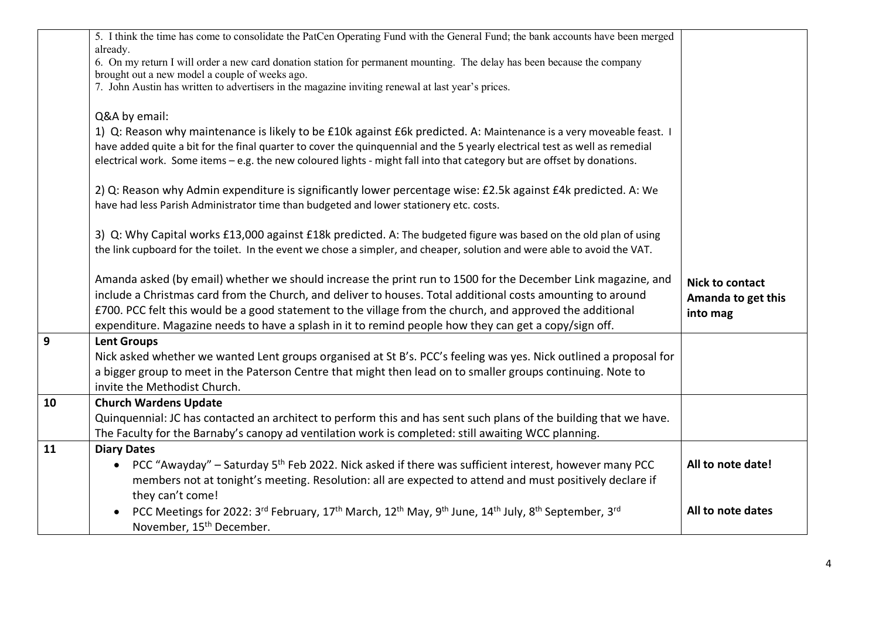| | | |
|---|---|---|
| | 5. I think the time has come to consolidate the PatCen Operating Fund with the General Fund; the bank accounts have been merged already.<br>6. On my return I will order a new card donation station for permanent mounting. The delay has been because the company brought out a new model a couple of weeks ago.<br>7. John Austin has written to advertisers in the magazine inviting renewal at last year's prices.<br><br>Q&A by email:<br>1) Q: Reason why maintenance is likely to be £10k against £6k predicted. A: Maintenance is a very moveable feast. I have added quite a bit for the final quarter to cover the quinquennial and the 5 yearly electrical test as well as remedial electrical work. Some items – e.g. the new coloured lights - might fall into that category but are offset by donations.<br><br>2) Q: Reason why Admin expenditure is significantly lower percentage wise: £2.5k against £4k predicted. A: We have had less Parish Administrator time than budgeted and lower stationery etc. costs.<br><br>3) Q: Why Capital works £13,000 against £18k predicted. A: The budgeted figure was based on the old plan of using the link cupboard for the toilet. In the event we chose a simpler, and cheaper, solution and were able to avoid the VAT.<br><br>Amanda asked (by email) whether we should increase the print run to 1500 for the December Link magazine, and include a Christmas card from the Church, and deliver to houses. Total additional costs amounting to around £700. PCC felt this would be a good statement to the village from the church, and approved the additional expenditure. Magazine needs to have a splash in it to remind people how they can get a copy/sign off. | **Nick to contact Amanda to get this into mag** |
| **9** | **Lent Groups**<br>Nick asked whether we wanted Lent groups organised at St B's. PCC's feeling was yes. Nick outlined a proposal for a bigger group to meet in the Paterson Centre that might then lead on to smaller groups continuing. Note to invite the Methodist Church. | |
| **10** | **Church Wardens Update**<br>Quinquennial: JC has contacted an architect to perform this and has sent such plans of the building that we have.<br>The Faculty for the Barnaby's canopy ad ventilation work is completed: still awaiting WCC planning. | |
| **11** | **Diary Dates**<br>• PCC "Awayday" – Saturday 5th Feb 2022. Nick asked if there was sufficient interest, however many PCC members not at tonight's meeting. Resolution: all are expected to attend and must positively declare if they can't come!<br>• PCC Meetings for 2022: 3rd February, 17th March, 12th May, 9th June, 14th July, 8th September, 3rd November, 15th December. | **All to note date!**<br><br><br>**All to note dates** |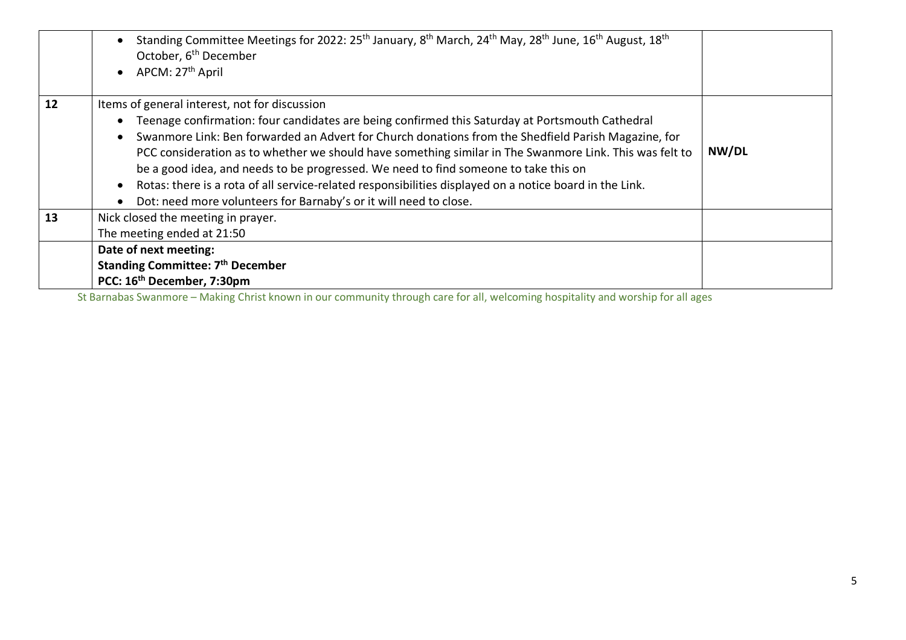| | | |
|---|---|---|
| | • Standing Committee Meetings for 2022: 25th January, 8th March, 24th May, 28th June, 16th August, 18th October, 6th December<br>• APCM: 27th April | |
| **12** | Items of general interest, not for discussion<br>• Teenage confirmation: four candidates are being confirmed this Saturday at Portsmouth Cathedral<br>• Swanmore Link: Ben forwarded an Advert for Church donations from the Shedfield Parish Magazine, for PCC consideration as to whether we should have something similar in The Swanmore Link. This was felt to be a good idea, and needs to be progressed. We need to find someone to take this on<br>• Rotas: there is a rota of all service-related responsibilities displayed on a notice board in the Link.<br>• Dot: need more volunteers for Barnaby's or it will need to close. | **NW/DL** |
| **13** | Nick closed the meeting in prayer.<br>The meeting ended at 21:50 | |
| | **Date of next meeting:**<br>**Standing Committee: 7th December**<br>**PCC: 16th December, 7:30pm** | |

St Barnabas Swanmore – Making Christ known in our community through care for all, welcoming hospitality and worship for all ages